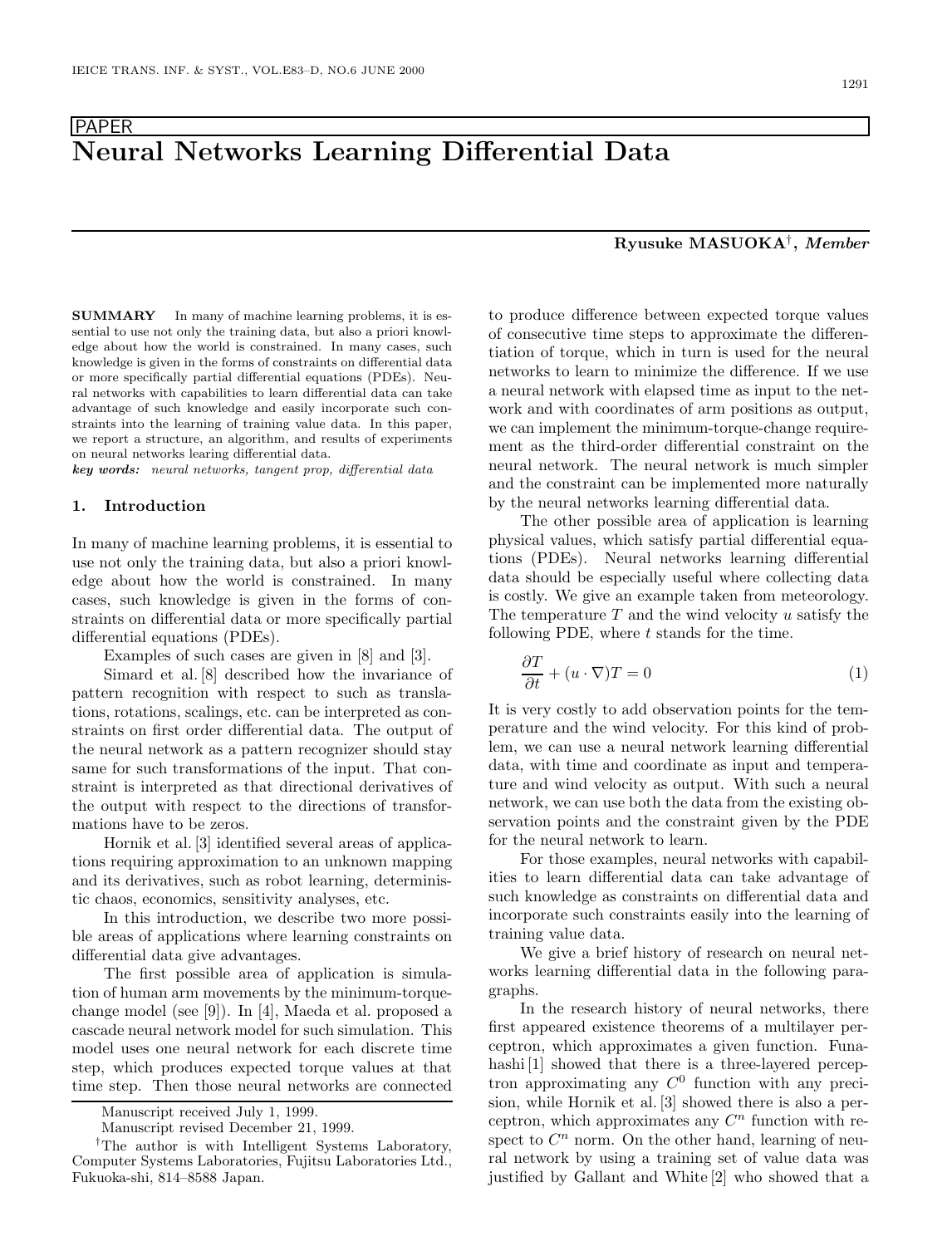PAPER

# Neural Networks Learning Differential Data

**Ryusuke MASUOKA**[†], ***Member***

**SUMMARY** In many of machine learning problems, it is essential to use not only the training data, but also a priori knowledge about how the world is constrained. In many cases, such knowledge is given in the forms of constraints on differential data or more specifically partial differential equations (PDEs). Neural networks with capabilities to learn differential data can take advantage of such knowledge and easily incorporate such constraints into the learning of training value data. In this paper, we report a structure, an algorithm, and results of experiments on neural networks learing differential data.

***key words:*** *neural networks, tangent prop, differential data*

## 1. Introduction

In many of machine learning problems, it is essential to use not only the training data, but also a priori knowledge about how the world is constrained. In many cases, such knowledge is given in the forms of constraints on differential data or more specifically partial differential equations (PDEs).

Examples of such cases are given in [8] and [3].

Simard et al. [8] described how the invariance of pattern recognition with respect to such as translations, rotations, scalings, etc. can be interpreted as constraints on first order differential data. The output of the neural network as a pattern recognizer should stay same for such transformations of the input. That constraint is interpreted as that directional derivatives of the output with respect to the directions of transformations have to be zeros.

Hornik et al. [3] identified several areas of applications requiring approximation to an unknown mapping and its derivatives, such as robot learning, deterministic chaos, economics, sensitivity analyses, etc.

In this introduction, we describe two more possible areas of applications where learning constraints on differential data give advantages.

The first possible area of application is simulation of human arm movements by the minimum-torque-change model (see [9]). In [4], Maeda et al. proposed a cascade neural network model for such simulation. This model uses one neural network for each discrete time step, which produces expected torque values at that time step. Then those neural networks are connected to produce difference between expected torque values of consecutive time steps to approximate the differentiation of torque, which in turn is used for the neural networks to learn to minimize the difference. If we use a neural network with elapsed time as input to the network and with coordinates of arm positions as output, we can implement the minimum-torque-change requirement as the third-order differential constraint on the neural network. The neural network is much simpler and the constraint can be implemented more naturally by the neural networks learning differential data.

The other possible area of application is learning physical values, which satisfy partial differential equations (PDEs). Neural networks learning differential data should be especially useful where collecting data is costly. We give an example taken from meteorology. The temperature $T$ and the wind velocity $u$ satisfy the following PDE, where $t$ stands for the time.

$$\frac{\partial T}{\partial t} + (u \cdot \nabla)T = 0 \tag{1}$$

It is very costly to add observation points for the temperature and the wind velocity. For this kind of problem, we can use a neural network learning differential data, with time and coordinate as input and temperature and wind velocity as output. With such a neural network, we can use both the data from the existing observation points and the constraint given by the PDE for the neural network to learn.

For those examples, neural networks with capabilities to learn differential data can take advantage of such knowledge as constraints on differential data and incorporate such constraints easily into the learning of training value data.

We give a brief history of research on neural networks learning differential data in the following paragraphs.

In the research history of neural networks, there first appeared existence theorems of a multilayer perceptron, which approximates a given function. Funahashi [1] showed that there is a three-layered perceptron approximating any $C^0$ function with any precision, while Hornik et al. [3] showed there is also a perceptron, which approximates any $C^n$ function with respect to $C^n$ norm. On the other hand, learning of neural network by using a training set of value data was justified by Gallant and White [2] who showed that a

Manuscript received July 1, 1999.

Manuscript revised December 21, 1999.

[†]The author is with Intelligent Systems Laboratory, Computer Systems Laboratories, Fujitsu Laboratories Ltd., Fukuoka-shi, 814–8588 Japan.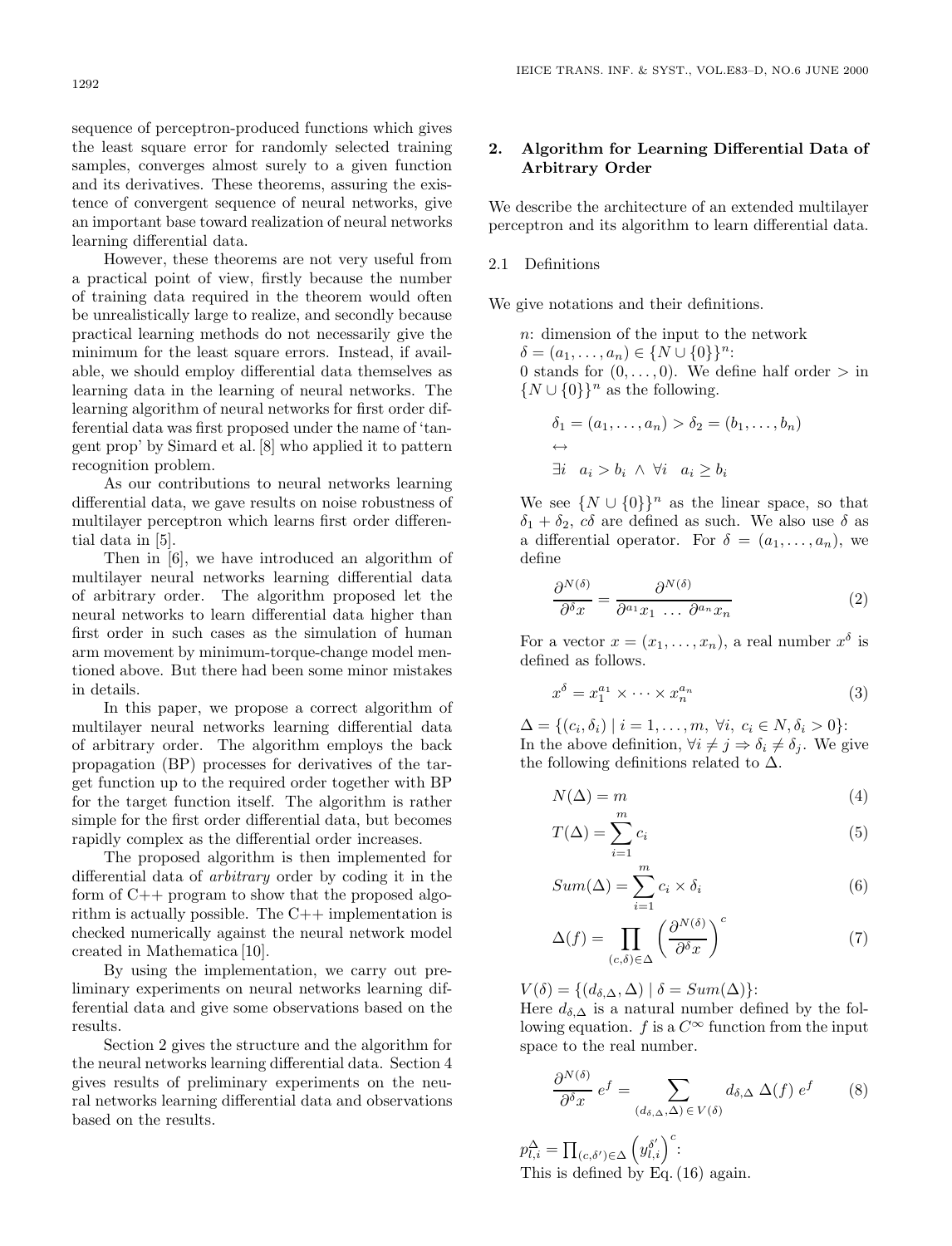sequence of perceptron-produced functions which gives the least square error for randomly selected training samples, converges almost surely to a given function and its derivatives. These theorems, assuring the existence of convergent sequence of neural networks, give an important base toward realization of neural networks learning differential data.

However, these theorems are not very useful from a practical point of view, firstly because the number of training data required in the theorem would often be unrealistically large to realize, and secondly because practical learning methods do not necessarily give the minimum for the least square errors. Instead, if available, we should employ differential data themselves as learning data in the learning of neural networks. The learning algorithm of neural networks for first order differential data was first proposed under the name of 'tangent prop' by Simard et al. [8] who applied it to pattern recognition problem.

As our contributions to neural networks learning differential data, we gave results on noise robustness of multilayer perceptron which learns first order differential data in [5].

Then in [6], we have introduced an algorithm of multilayer neural networks learning differential data of arbitrary order. The algorithm proposed let the neural networks to learn differential data higher than first order in such cases as the simulation of human arm movement by minimum-torque-change model mentioned above. But there had been some minor mistakes in details.

In this paper, we propose a correct algorithm of multilayer neural networks learning differential data of arbitrary order. The algorithm employs the back propagation (BP) processes for derivatives of the target function up to the required order together with BP for the target function itself. The algorithm is rather simple for the first order differential data, but becomes rapidly complex as the differential order increases.

The proposed algorithm is then implemented for differential data of *arbitrary* order by coding it in the form of C++ program to show that the proposed algorithm is actually possible. The C++ implementation is checked numerically against the neural network model created in Mathematica [10].

By using the implementation, we carry out preliminary experiments on neural networks learning differential data and give some observations based on the results.

Section 2 gives the structure and the algorithm for the neural networks learning differential data. Section 4 gives results of preliminary experiments on the neural networks learning differential data and observations based on the results.

## 2. Algorithm for Learning Differential Data of Arbitrary Order

We describe the architecture of an extended multilayer perceptron and its algorithm to learn differential data.

### 2.1 Definitions

We give notations and their definitions.

$n$: dimension of the input to the network
$\delta = (a_1, \dots, a_n) \in \{N \cup \{0\}\}^n$:
0 stands for $(0, \dots, 0)$. We define half order $>$ in $\{N \cup \{0\}\}^n$ as the following.

$$\delta_1 = (a_1, \dots, a_n) > \delta_2 = (b_1, \dots, b_n)$$
$$\leftrightarrow$$
$$\exists i \quad a_i > b_i \ \wedge \ \forall i \quad a_i \geq b_i$$

We see $\{N \cup \{0\}\}^n$ as the linear space, so that $\delta_1 + \delta_2$, $c\delta$ are defined as such. We also use $\delta$ as a differential operator. For $\delta = (a_1, \dots, a_n)$, we define

$$\frac{\partial^{N(\delta)}}{\partial^{\delta} x} = \frac{\partial^{N(\delta)}}{\partial^{a_1} x_1 \ \dots \ \partial^{a_n} x_n} \tag{2}$$

For a vector $x = (x_1, \dots, x_n)$, a real number $x^\delta$ is defined as follows.

$$x^\delta = x_1^{a_1} \times \cdots \times x_n^{a_n} \tag{3}$$

$\Delta = \{(c_i, \delta_i) \mid i = 1, \dots, m, \ \forall i, \ c_i \in N, \delta_i > 0\}$:
In the above definition, $\forall i \neq j \Rightarrow \delta_i \neq \delta_j$. We give the following definitions related to $\Delta$.

$$N(\Delta) = m \tag{4}$$

$$T(\Delta) = \sum_{i=1}^{m} c_i \tag{5}$$

$$Sum(\Delta) = \sum_{i=1}^{m} c_i \times \delta_i \tag{6}$$

$$\Delta(f) = \prod_{(c,\delta) \in \Delta} \left( \frac{\partial^{N(\delta)}}{\partial^{\delta} x} \right)^{c} \tag{7}$$

$V(\delta) = \{(d_{\delta,\Delta}, \Delta) \mid \delta = Sum(\Delta)\}$:
Here $d_{\delta,\Delta}$ is a natural number defined by the following equation. $f$ is a $C^\infty$ function from the input space to the real number.

$$\frac{\partial^{N(\delta)}}{\partial^{\delta} x} \, e^f = \sum_{(d_{\delta,\Delta}, \Delta) \in V(\delta)} d_{\delta,\Delta} \, \Delta(f) \, e^f \tag{8}$$

$p_{l,i}^{\Delta} = \prod_{(c,\delta') \in \Delta} \left( y_{l,i}^{\delta'} \right)^{c}$:
This is defined by Eq. (16) again.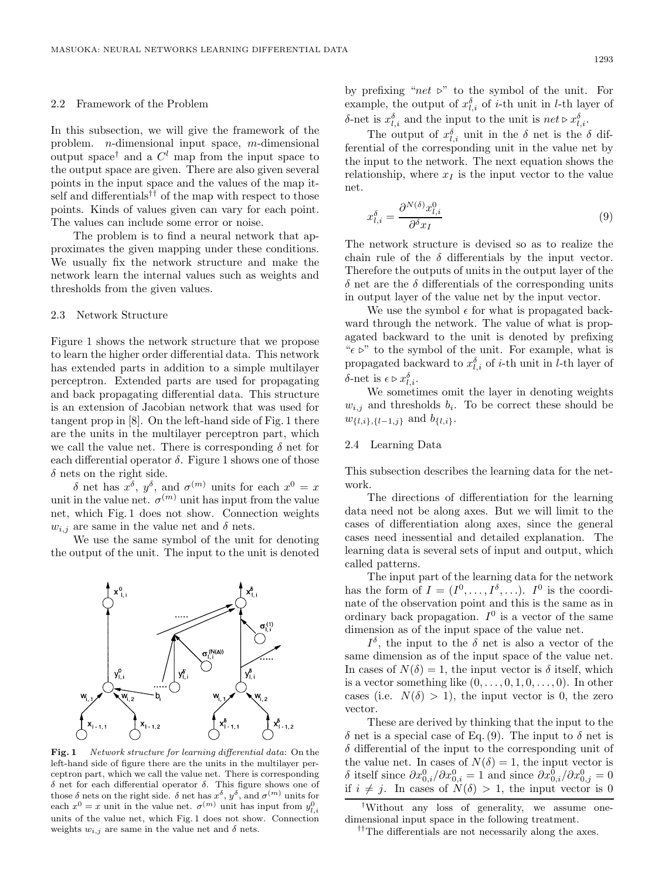### 2.2 Framework of the Problem

In this subsection, we will give the framework of the problem. $n$-dimensional input space, $m$-dimensional output space[†] and a $C^l$ map from the input space to the output space are given. There are also given several points in the input space and the values of the map itself and differentials[††] of the map with respect to those points. Kinds of values given can vary for each point. The values can include some error or noise.

The problem is to find a neural network that approximates the given mapping under these conditions. We usually fix the network structure and make the network learn the internal values such as weights and thresholds from the given values.

### 2.3 Network Structure

Figure 1 shows the network structure that we propose to learn the higher order differential data. This network has extended parts in addition to a simple multilayer perceptron. Extended parts are used for propagating and back propagating differential data. This structure is an extension of Jacobian network that was used for tangent prop in [8]. On the left-hand side of Fig. 1 there are the units in the multilayer perceptron part, which we call the value net. There is corresponding $\delta$ net for each differential operator $\delta$. Figure 1 shows one of those $\delta$ nets on the right side.

$\delta$ net has $x^\delta$, $y^\delta$, and $\sigma^{(m)}$ units for each $x^0 = x$ unit in the value net. $\sigma^{(m)}$ unit has input from the value net, which Fig. 1 does not show. Connection weights $w_{i,j}$ are same in the value net and $\delta$ nets.

We use the same symbol of the unit for denoting the output of the unit. The input to the unit is denoted

**Fig. 1** *Network structure for learning differential data*: On the left-hand side of figure there are the units in the multilayer perceptron part, which we call the value net. There is corresponding $\delta$ net for each differential operator $\delta$. This figure shows one of those $\delta$ nets on the right side. $\delta$ net has $x^\delta$, $y^\delta$, and $\sigma^{(m)}$ units for each $x^0 = x$ unit in the value net. $\sigma^{(m)}$ unit has input from $y^0_{l,i}$ units of the value net, which Fig. 1 does not show. Connection weights $w_{i,j}$ are same in the value net and $\delta$ nets.

by prefixing "*net* $\triangleright$" to the symbol of the unit. For example, the output of $x^\delta_{l,i}$ of $i$-th unit in $l$-th layer of $\delta$-net is $x^\delta_{l,i}$ and the input to the unit is $net \triangleright x^\delta_{l,i}$.

The output of $x^\delta_{l,i}$ unit in the $\delta$ net is the $\delta$ differential of the corresponding unit in the value net by the input to the network. The next equation shows the relationship, where $x_I$ is the input vector to the value net.

$$x^\delta_{l,i} = \frac{\partial^{N(\delta)} x^0_{l,i}}{\partial^\delta x_I} \tag{9}$$

The network structure is devised so as to realize the chain rule of the $\delta$ differentials by the input vector. Therefore the outputs of units in the output layer of the $\delta$ net are the $\delta$ differentials of the corresponding units in output layer of the value net by the input vector.

We use the symbol $\epsilon$ for what is propagated backward through the network. The value of what is propagated backward to the unit is denoted by prefixing "$\epsilon \triangleright$" to the symbol of the unit. For example, what is propagated backward to $x^\delta_{l,i}$ of $i$-th unit in $l$-th layer of $\delta$-net is $\epsilon \triangleright x^\delta_{l,i}$.

We sometimes omit the layer in denoting weights $w_{i,j}$ and thresholds $b_i$. To be correct these should be $w_{\{l,i\},\{l-1,j\}}$ and $b_{\{l,i\}}$.

### 2.4 Learning Data

This subsection describes the learning data for the network.

The directions of differentiation for the learning data need not be along axes. But we will limit to the cases of differentiation along axes, since the general cases need inessential and detailed explanation. The learning data is several sets of input and output, which called patterns.

The input part of the learning data for the network has the form of $I = (I^0, \ldots, I^\delta, \ldots)$. $I^0$ is the coordinate of the observation point and this is the same as in ordinary back propagation. $I^0$ is a vector of the same dimension as of the input space of the value net.

$I^\delta$, the input to the $\delta$ net is also a vector of the same dimension as of the input space of the value net. In cases of $N(\delta) = 1$, the input vector is $\delta$ itself, which is a vector something like $(0, \ldots, 0, 1, 0, \ldots, 0)$. In other cases (i.e. $N(\delta) > 1$), the input vector is 0, the zero vector.

These are derived by thinking that the input to the $\delta$ net is a special case of Eq. (9). The input to $\delta$ net is $\delta$ differential of the input to the corresponding unit of the value net. In cases of $N(\delta) = 1$, the input vector is $\delta$ itself since $\partial x^0_{0,i}/\partial x^0_{0,i} = 1$ and since $\partial x^0_{0,i}/\partial x^0_{0,j} = 0$ if $i \neq j$. In cases of $N(\delta) > 1$, the input vector is 0

[†]Without any loss of generality, we assume one-dimensional input space in the following treatment.

[††]The differentials are not necessarily along the axes.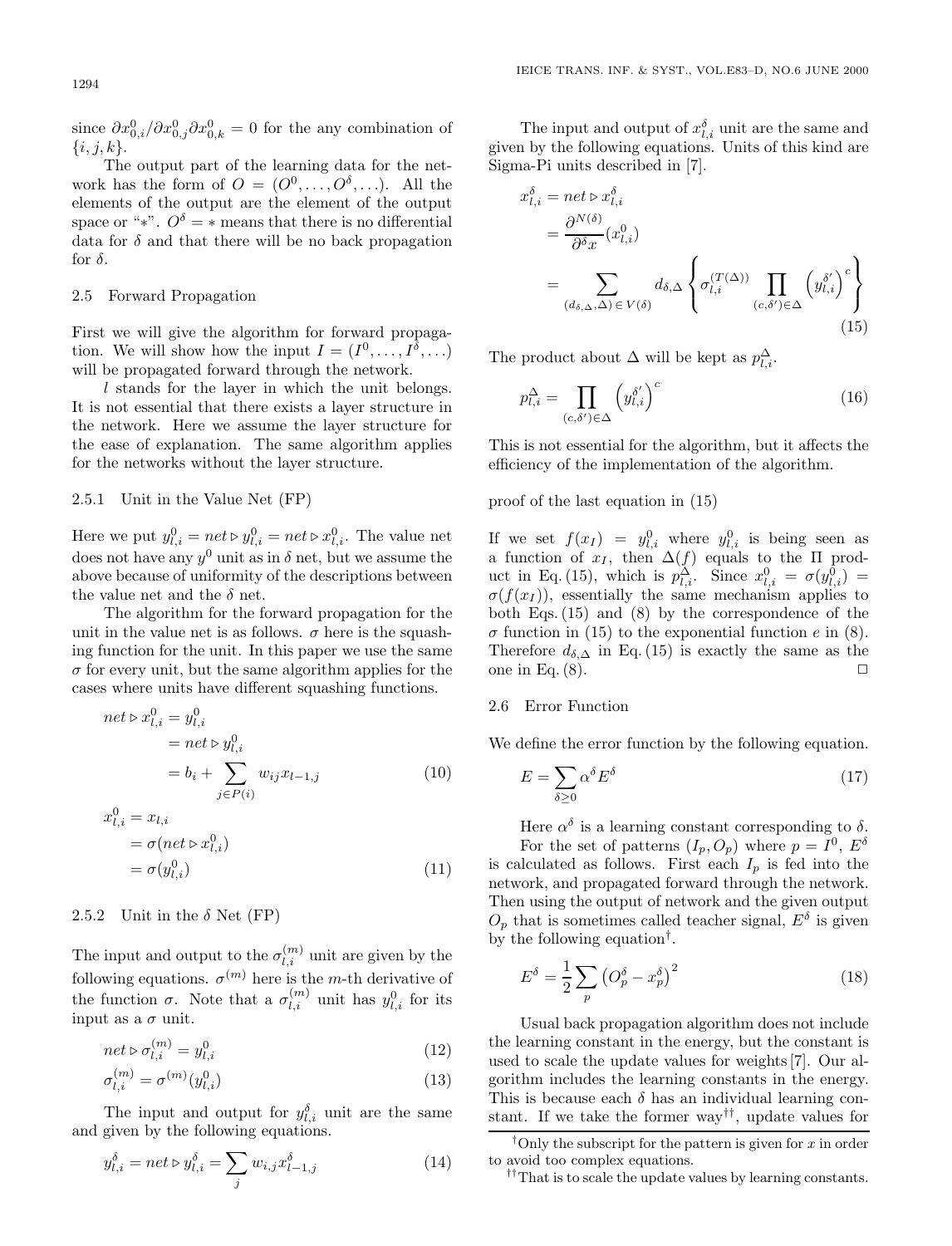since $\partial x^0_{0,i}/\partial x^0_{0,j}\partial x^0_{0,k} = 0$ for the any combination of $\{i, j, k\}$.

The output part of the learning data for the network has the form of $O = (O^0, \ldots, O^\delta, \ldots)$. All the elements of the output are the element of the output space or "*". $O^\delta = *$ means that there is no differential data for $\delta$ and that there will be no back propagation for $\delta$.

### 2.5 Forward Propagation

First we will give the algorithm for forward propagation. We will show how the input $I = (I^0, \ldots, I^\delta, \ldots)$ will be propagated forward through the network.

$l$ stands for the layer in which the unit belongs. It is not essential that there exists a layer structure in the network. Here we assume the layer structure for the ease of explanation. The same algorithm applies for the networks without the layer structure.

#### 2.5.1 Unit in the Value Net (FP)

Here we put $y^0_{l,i} = net \triangleright y^0_{l,i} = net \triangleright x^0_{l,i}$. The value net does not have any $y^0$ unit as in $\delta$ net, but we assume the above because of uniformity of the descriptions between the value net and the $\delta$ net.

The algorithm for the forward propagation for the unit in the value net is as follows. $\sigma$ here is the squashing function for the unit. In this paper we use the same $\sigma$ for every unit, but the same algorithm applies for the cases where units have different squashing functions.

$$
\begin{aligned}
net \triangleright x^0_{l,i} &= y^0_{l,i} \\
&= net \triangleright y^0_{l,i} \\
&= b_i + \sum_{j \in P(i)} w_{ij} x_{l-1,j}
\end{aligned} \tag{10}
$$

$$
\begin{aligned}
x^0_{l,i} &= x_{l,i} \\
&= \sigma(net \triangleright x^0_{l,i}) \\
&= \sigma(y^0_{l,i})
\end{aligned} \tag{11}
$$

#### 2.5.2 Unit in the $\delta$ Net (FP)

The input and output to the $\sigma^{(m)}_{l,i}$ unit are given by the following equations. $\sigma^{(m)}$ here is the $m$-th derivative of the function $\sigma$. Note that a $\sigma^{(m)}_{l,i}$ unit has $y^0_{l,i}$ for its input as a $\sigma$ unit.

$$net \triangleright \sigma^{(m)}_{l,i} = y^0_{l,i} \tag{12}$$

$$\sigma^{(m)}_{l,i} = \sigma^{(m)}(y^0_{l,i}) \tag{13}$$

The input and output for $y^\delta_{l,i}$ unit are the same and given by the following equations.

$$y^\delta_{l,i} = net \triangleright y^\delta_{l,i} = \sum_j w_{i,j} x^\delta_{l-1,j} \tag{14}$$

The input and output of $x^\delta_{l,i}$ unit are the same and given by the following equations. Units of this kind are Sigma-Pi units described in [7].

$$
\begin{aligned}
x^\delta_{l,i} &= net \triangleright x^\delta_{l,i} \\
&= \frac{\partial^{N(\delta)}}{\partial^\delta x}(x^0_{l,i}) \\
&= \sum_{(d_{\delta,\Delta}, \Delta) \in V(\delta)} d_{\delta,\Delta} \left\{ \sigma^{(T(\Delta))}_{l,i} \prod_{(c,\delta') \in \Delta} \left( y^{\delta'}_{l,i} \right)^c \right\}
\end{aligned} \tag{15}
$$

The product about $\Delta$ will be kept as $p^\Delta_{l,i}$.

$$p^\Delta_{l,i} = \prod_{(c,\delta') \in \Delta} \left( y^{\delta'}_{l,i} \right)^c \tag{16}$$

This is not essential for the algorithm, but it affects the efficiency of the implementation of the algorithm.

proof of the last equation in (15)

If we set $f(x_I) = y^0_{l,i}$ where $y^0_{l,i}$ is being seen as a function of $x_I$, then $\Delta(f)$ equals to the $\Pi$ product in Eq. (15), which is $p^\Delta_{l,i}$. Since $x^0_{l,i} = \sigma(y^0_{l,i}) = \sigma(f(x_I))$, essentially the same mechanism applies to both Eqs. (15) and (8) by the correspondence of the $\sigma$ function in (15) to the exponential function $e$ in (8). Therefore $d_{\delta,\Delta}$ in Eq. (15) is exactly the same as the one in Eq. (8). □

### 2.6 Error Function

We define the error function by the following equation.

$$E = \sum_{\delta \geq 0} \alpha^\delta E^\delta \tag{17}$$

Here $\alpha^\delta$ is a learning constant corresponding to $\delta$.

For the set of patterns $(I_p, O_p)$ where $p = I^0$, $E^\delta$ is calculated as follows. First each $I_p$ is fed into the network, and propagated forward through the network. Then using the output of network and the given output $O_p$ that is sometimes called teacher signal, $E^\delta$ is given by the following equation[†].

$$E^\delta = \frac{1}{2} \sum_p \left( O^\delta_p - x^\delta_p \right)^2 \tag{18}$$

Usual back propagation algorithm does not include the learning constant in the energy, but the constant is used to scale the update values for weights [7]. Our algorithm includes the learning constants in the energy. This is because each $\delta$ has an individual learning constant. If we take the former way[††], update values for

[†] Only the subscript for the pattern is given for $x$ in order to avoid too complex equations.

[††] That is to scale the update values by learning constants.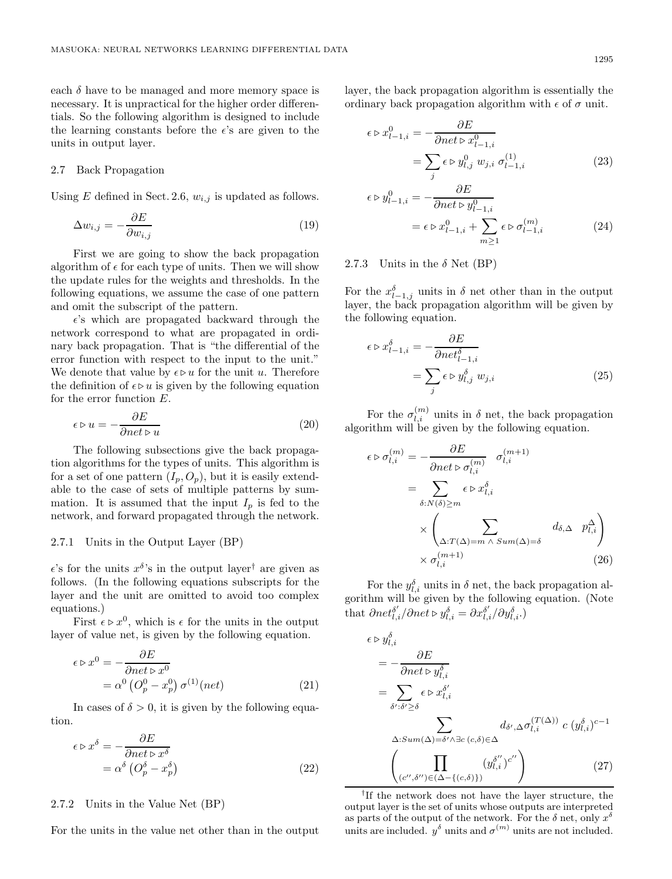each $\delta$ have to be managed and more memory space is necessary. It is unpractical for the higher order differentials. So the following algorithm is designed to include the learning constants before the $\epsilon$'s are given to the units in output layer.

### 2.7 Back Propagation

Using $E$ defined in Sect. 2.6, $w_{i,j}$ is updated as follows.

$$\Delta w_{i,j} = -\frac{\partial E}{\partial w_{i,j}} \tag{19}$$

First we are going to show the back propagation algorithm of $\epsilon$ for each type of units. Then we will show the update rules for the weights and thresholds. In the following equations, we assume the case of one pattern and omit the subscript of the pattern.

$\epsilon$'s which are propagated backward through the network correspond to what are propagated in ordinary back propagation. That is "the differential of the error function with respect to the input to the unit." We denote that value by $\epsilon \triangleright u$ for the unit $u$. Therefore the definition of $\epsilon \triangleright u$ is given by the following equation for the error function $E$.

$$\epsilon \triangleright u = -\frac{\partial E}{\partial net \triangleright u} \tag{20}$$

The following subsections give the back propagation algorithms for the types of units. This algorithm is for a set of one pattern $(I_p, O_p)$, but it is easily extendable to the case of sets of multiple patterns by summation. It is assumed that the input $I_p$ is fed to the network, and forward propagated through the network.

#### 2.7.1 Units in the Output Layer (BP)

$\epsilon$'s for the units $x^\delta$'s in the output layer[†] are given as follows. (In the following equations subscripts for the layer and the unit are omitted to avoid too complex equations.)

First $\epsilon \triangleright x^0$, which is $\epsilon$ for the units in the output layer of value net, is given by the following equation.

$$\begin{aligned}\epsilon \triangleright x^0 &= -\frac{\partial E}{\partial net \triangleright x^0} \\ &= \alpha^0 \left(O_p^0 - x_p^0\right) \sigma^{(1)}(net)\end{aligned} \tag{21}$$

In cases of $\delta > 0$, it is given by the following equation.

$$\begin{aligned}\epsilon \triangleright x^\delta &= -\frac{\partial E}{\partial net \triangleright x^\delta} \\ &= \alpha^\delta \left(O_p^\delta - x_p^\delta\right)\end{aligned} \tag{22}$$

#### 2.7.2 Units in the Value Net (BP)

For the units in the value net other than in the output layer, the back propagation algorithm is essentially the ordinary back propagation algorithm with $\epsilon$ of $\sigma$ unit.

$$\begin{aligned}\epsilon \triangleright x_{l-1,i}^0 &= -\frac{\partial E}{\partial net \triangleright x_{l-1,i}^0} \\ &= \sum_j \epsilon \triangleright y_{l,j}^0 \; w_{j,i} \; \sigma_{l-1,i}^{(1)}\end{aligned} \tag{23}$$

$$\begin{aligned}\epsilon \triangleright y_{l-1,i}^0 &= -\frac{\partial E}{\partial net \triangleright y_{l-1,i}^0} \\ &= \epsilon \triangleright x_{l-1,i}^0 + \sum_{m \geq 1} \epsilon \triangleright \sigma_{l-1,i}^{(m)}\end{aligned} \tag{24}$$

#### 2.7.3 Units in the $\delta$ Net (BP)

For the $x_{l-1,j}^\delta$ units in $\delta$ net other than in the output layer, the back propagation algorithm will be given by the following equation.

$$\begin{aligned}\epsilon \triangleright x_{l-1,i}^\delta &= -\frac{\partial E}{\partial net_{l-1,i}^\delta} \\ &= \sum_j \epsilon \triangleright y_{l,j}^\delta \; w_{j,i}\end{aligned} \tag{25}$$

For the $\sigma_{l,i}^{(m)}$ units in $\delta$ net, the back propagation algorithm will be given by the following equation.

$$\begin{aligned}\epsilon \triangleright \sigma_{l,i}^{(m)} &= -\frac{\partial E}{\partial net \triangleright \sigma_{l,i}^{(m)}} \quad \sigma_{l,i}^{(m+1)} \\ &= \sum_{\delta : N(\delta) \geq m} \epsilon \triangleright x_{l,i}^\delta \\ &\quad \times \left( \sum_{\Delta : T(\Delta) = m \,\wedge\, Sum(\Delta) = \delta} d_{\delta,\Delta} \quad p_{l,i}^\Delta \right) \\ &\quad \times \sigma_{l,i}^{(m+1)}\end{aligned} \tag{26}$$

For the $y_{l,i}^\delta$ units in $\delta$ net, the back propagation algorithm will be given by the following equation. (Note that $\partial net_{l,i}^{\delta'} / \partial net \triangleright y_{l,i}^\delta = \partial x_{l,i}^{\delta'} / \partial y_{l,i}^\delta$.)

$$\begin{aligned}&\epsilon \triangleright y_{l,i}^\delta \\ &= -\frac{\partial E}{\partial net \triangleright y_{l,i}^\delta} \\ &= \sum_{\delta' : \delta' \geq \delta} \epsilon \triangleright x_{l,i}^{\delta'} \\ &\quad \sum_{\Delta : Sum(\Delta) = \delta' \wedge \exists c \; (c,\delta) \in \Delta} d_{\delta',\Delta} \sigma_{l,i}^{(T(\Delta))} \; c \; (y_{l,i}^\delta)^{c-1} \\ &\quad \left( \prod_{(c'',\delta'') \in (\Delta - \{(c,\delta)\})} (y_{l,i}^{\delta''})^{c''} \right)\end{aligned} \tag{27}$$

---

[†] If the network does not have the layer structure, the output layer is the set of units whose outputs are interpreted as parts of the output of the network. For the $\delta$ net, only $x^\delta$ units are included. $y^\delta$ units and $\sigma^{(m)}$ units are not included.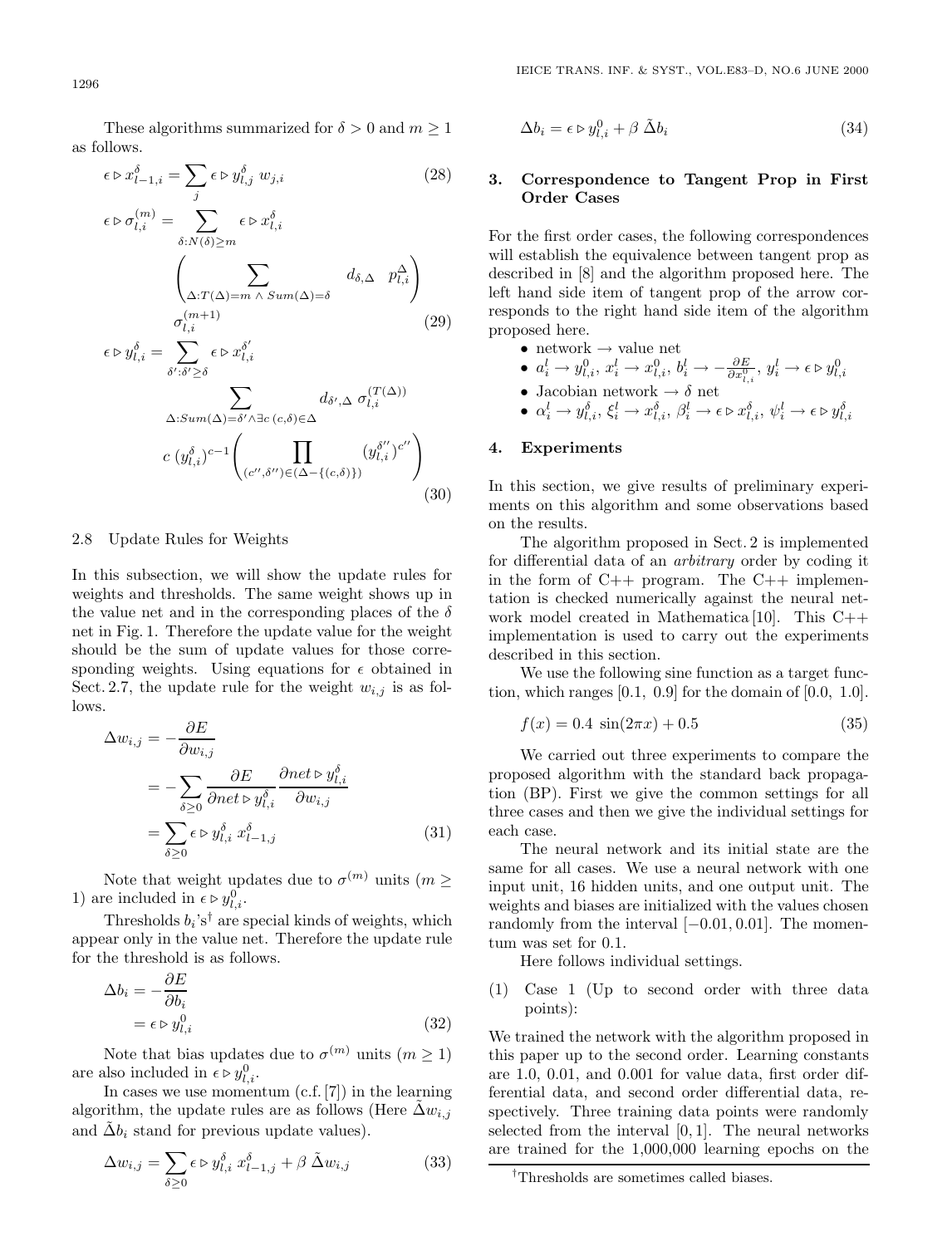These algorithms summarized for $\delta > 0$ and $m \geq 1$ as follows.

$$\epsilon \triangleright x^{\delta}_{l-1,i} = \sum_j \epsilon \triangleright y^{\delta}_{l,j} \; w_{j,i} \tag{28}$$

$$\epsilon \triangleright \sigma^{(m)}_{l,i} = \sum_{\delta : N(\delta) \geq m} \epsilon \triangleright x^{\delta}_{l,i} \left( \sum_{\Delta : T(\Delta) = m \;\wedge\; Sum(\Delta) = \delta} d_{\delta,\Delta} \quad p^{\Delta}_{l,i} \right) \sigma^{(m+1)}_{l,i} \tag{29}$$

$$\epsilon \triangleright y^{\delta}_{l,i} = \sum_{\delta' : \delta' \geq \delta} \epsilon \triangleright x^{\delta'}_{l,i} \sum_{\Delta : Sum(\Delta) = \delta' \wedge \exists c\, (c,\delta) \in \Delta} d_{\delta',\Delta} \; \sigma^{(T(\Delta))}_{l,i} \; c \, (y^{\delta}_{l,i})^{c-1} \left( \prod_{(c'',\delta'') \in (\Delta - \{(c,\delta)\})} (y^{\delta''}_{l,i})^{c''} \right) \tag{30}$$

### 2.8 Update Rules for Weights

In this subsection, we will show the update rules for weights and thresholds. The same weight shows up in the value net and in the corresponding places of the $\delta$ net in Fig. 1. Therefore the update value for the weight should be the sum of update values for those corresponding weights. Using equations for $\epsilon$ obtained in Sect. 2.7, the update rule for the weight $w_{i,j}$ is as follows.

$$\begin{aligned} \Delta w_{i,j} &= -\frac{\partial E}{\partial w_{i,j}} \\ &= -\sum_{\delta \geq 0} \frac{\partial E}{\partial net \triangleright y^{\delta}_{l,i}} \frac{\partial net \triangleright y^{\delta}_{l,i}}{\partial w_{i,j}} \\ &= \sum_{\delta \geq 0} \epsilon \triangleright y^{\delta}_{l,i} \; x^{\delta}_{l-1,j} \end{aligned} \tag{31}$$

Note that weight updates due to $\sigma^{(m)}$ units ($m \geq 1$) are included in $\epsilon \triangleright y^{0}_{l,i}$.

Thresholds $b_i$'s† are special kinds of weights, which appear only in the value net. Therefore the update rule for the threshold is as follows.

$$\begin{aligned} \Delta b_i &= -\frac{\partial E}{\partial b_i} \\ &= \epsilon \triangleright y^{0}_{l,i} \end{aligned} \tag{32}$$

Note that bias updates due to $\sigma^{(m)}$ units ($m \geq 1$) are also included in $\epsilon \triangleright y^{0}_{l,i}$.

In cases we use momentum (c.f. [7]) in the learning algorithm, the update rules are as follows (Here $\tilde{\Delta} w_{i,j}$ and $\tilde{\Delta} b_i$ stand for previous update values).

$$\Delta w_{i,j} = \sum_{\delta \geq 0} \epsilon \triangleright y^{\delta}_{l,i} \; x^{\delta}_{l-1,j} + \beta \; \tilde{\Delta} w_{i,j} \tag{33}$$

$$\Delta b_i = \epsilon \triangleright y^{0}_{l,i} + \beta \; \tilde{\Delta} b_i \tag{34}$$

## 3. Correspondence to Tangent Prop in First Order Cases

For the first order cases, the following correspondences will establish the equivalence between tangent prop as described in [8] and the algorithm proposed here. The left hand side item of tangent prop of the arrow corresponds to the right hand side item of the algorithm proposed here.

- network → value net
- $a^l_i \to y^0_{l,i}$, $x^l_i \to x^0_{l,i}$, $b^l_i \to -\frac{\partial E}{\partial x^0_{l,i}}$, $y^l_i \to \epsilon \triangleright y^0_{l,i}$
- Jacobian network → $\delta$ net
- $\alpha^l_i \to y^{\delta}_{l,i}$, $\xi^l_i \to x^{\delta}_{l,i}$, $\beta^l_i \to \epsilon \triangleright x^{\delta}_{l,i}$, $\psi^l_i \to \epsilon \triangleright y^{\delta}_{l,i}$

## 4. Experiments

In this section, we give results of preliminary experiments on this algorithm and some observations based on the results.

The algorithm proposed in Sect. 2 is implemented for differential data of an *arbitrary* order by coding it in the form of C++ program. The C++ implementation is checked numerically against the neural network model created in Mathematica [10]. This C++ implementation is used to carry out the experiments described in this section.

We use the following sine function as a target function, which ranges [0.1, 0.9] for the domain of [0.0, 1.0].

$$f(x) = 0.4 \; \sin(2\pi x) + 0.5 \tag{35}$$

We carried out three experiments to compare the proposed algorithm with the standard back propagation (BP). First we give the common settings for all three cases and then we give the individual settings for each case.

The neural network and its initial state are the same for all cases. We use a neural network with one input unit, 16 hidden units, and one output unit. The weights and biases are initialized with the values chosen randomly from the interval $[-0.01, 0.01]$. The momentum was set for 0.1.

Here follows individual settings.

(1) Case 1 (Up to second order with three data points):

We trained the network with the algorithm proposed in this paper up to the second order. Learning constants are 1.0, 0.01, and 0.001 for value data, first order differential data, and second order differential data, respectively. Three training data points were randomly selected from the interval $[0, 1]$. The neural networks are trained for the 1,000,000 learning epochs on the

†Thresholds are sometimes called biases.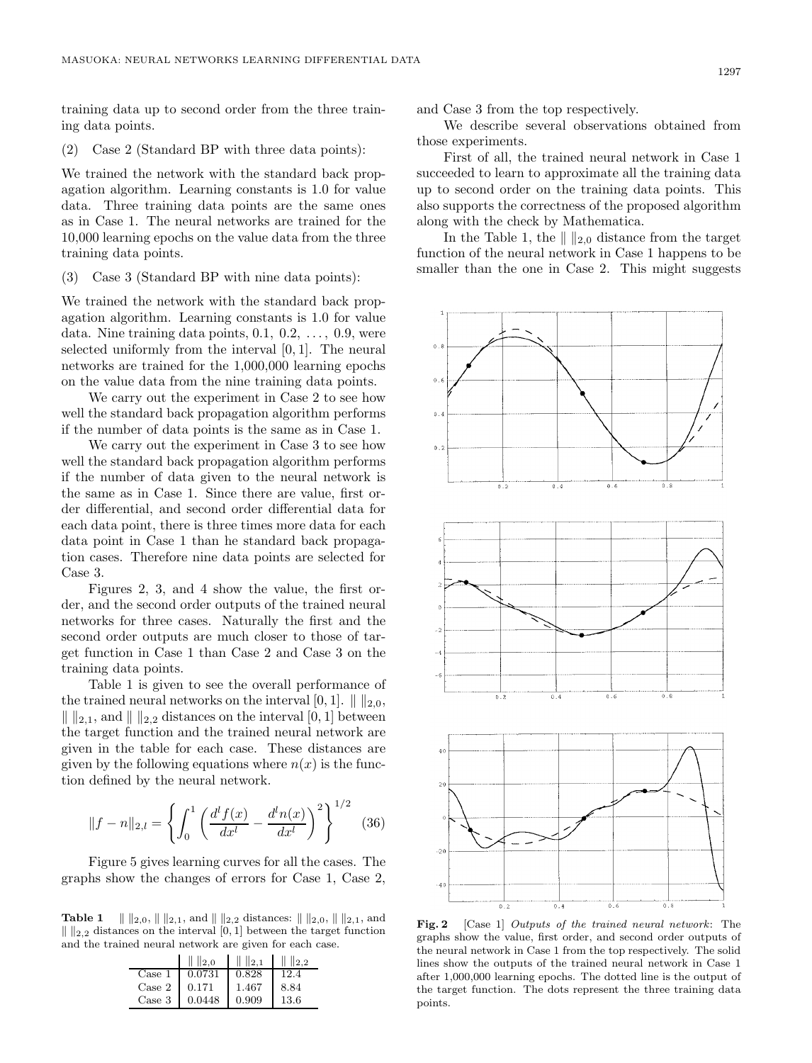training data up to second order from the three training data points.

(2) Case 2 (Standard BP with three data points):

We trained the network with the standard back propagation algorithm. Learning constants is 1.0 for value data. Three training data points are the same ones as in Case 1. The neural networks are trained for the 10,000 learning epochs on the value data from the three training data points.

(3) Case 3 (Standard BP with nine data points):

We trained the network with the standard back propagation algorithm. Learning constants is 1.0 for value data. Nine training data points, 0.1, 0.2, ..., 0.9, were selected uniformly from the interval $[0, 1]$. The neural networks are trained for the 1,000,000 learning epochs on the value data from the nine training data points.

We carry out the experiment in Case 2 to see how well the standard back propagation algorithm performs if the number of data points is the same as in Case 1.

We carry out the experiment in Case 3 to see how well the standard back propagation algorithm performs if the number of data given to the neural network is the same as in Case 1. Since there are value, first order differential, and second order differential data for each data point, there is three times more data for each data point in Case 1 than he standard back propagation cases. Therefore nine data points are selected for Case 3.

Figures 2, 3, and 4 show the value, the first order, and the second order outputs of the trained neural networks for three cases. Naturally the first and the second order outputs are much closer to those of target function in Case 1 than Case 2 and Case 3 on the training data points.

Table 1 is given to see the overall performance of the trained neural networks on the interval $[0, 1]$. $\| \|_{2,0}$, $\| \|_{2,1}$, and $\| \|_{2,2}$ distances on the interval $[0, 1]$ between the target function and the trained neural network are given in the table for each case. These distances are given by the following equations where $n(x)$ is the function defined by the neural network.

$$\|f - n\|_{2,l} = \left\{ \int_0^1 \left( \frac{d^l f(x)}{dx^l} - \frac{d^l n(x)}{dx^l} \right)^2 \right\}^{1/2} \quad (36)$$

Figure 5 gives learning curves for all the cases. The graphs show the changes of errors for Case 1, Case 2, and Case 3 from the top respectively.

**Table 1** $\| \|_{2,0}$, $\| \|_{2,1}$, and $\| \|_{2,2}$ distances: $\| \|_{2,0}$, $\| \|_{2,1}$, and $\| \|_{2,2}$ distances on the interval $[0, 1]$ between the target function and the trained neural network are given for each case.

| | $\| \|_{2,0}$ | $\| \|_{2,1}$ | $\| \|_{2,2}$ |
|---|---|---|---|
| Case 1 | 0.0731 | 0.828 | 12.4 |
| Case 2 | 0.171 | 1.467 | 8.84 |
| Case 3 | 0.0448 | 0.909 | 13.6 |

We describe several observations obtained from those experiments.

First of all, the trained neural network in Case 1 succeeded to learn to approximate all the training data up to second order on the training data points. This also supports the correctness of the proposed algorithm along with the check by Mathematica.

In the Table 1, the $\| \|_{2,0}$ distance from the target function of the neural network in Case 1 happens to be smaller than the one in Case 2. This might suggests

**Fig. 2** [Case 1] *Outputs of the trained neural network*: The graphs show the value, first order, and second order outputs of the neural network in Case 1 from the top respectively. The solid lines show the outputs of the trained neural network in Case 1 after 1,000,000 learning epochs. The dotted line is the output of the target function. The dots represent the three training data points.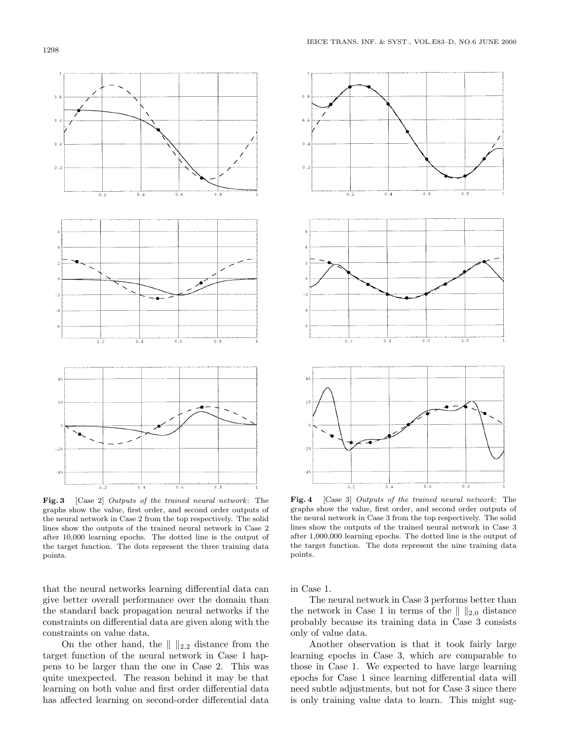**Fig. 3** [Case 2] *Outputs of the trained neural network*: The graphs show the value, first order, and second order outputs of the neural network in Case 2 from the top respectively. The solid lines show the outputs of the trained neural network in Case 2 after 10,000 learning epochs. The dotted line is the output of the target function. The dots represent the three training data points.

**Fig. 4** [Case 3] *Outputs of the trained neural network*: The graphs show the value, first order, and second order outputs of the neural network in Case 3 from the top respectively. The solid lines show the outputs of the trained neural network in Case 3 after 1,000,000 learning epochs. The dotted line is the output of the target function. The dots represent the nine training data points.

that the neural networks learning differential data can give better overall performance over the domain than the standard back propagation neural networks if the constraints on differential data are given along with the constraints on value data.

On the other hand, the $\| \ \|_{2,2}$ distance from the target function of the neural network in Case 1 happens to be larger than the one in Case 2. This was quite unexpected. The reason behind it may be that learning on both value and first order differential data has affected learning on second-order differential data in Case 1.

The neural network in Case 3 performs better than the network in Case 1 in terms of the $\| \ \|_{2,0}$ distance probably because its training data in Case 3 consists only of value data.

Another observation is that it took fairly large learning epochs in Case 3, which are comparable to those in Case 1. We expected to have large learning epochs for Case 1 since learning differential data will need subtle adjustments, but not for Case 3 since there is only training value data to learn. This might sug-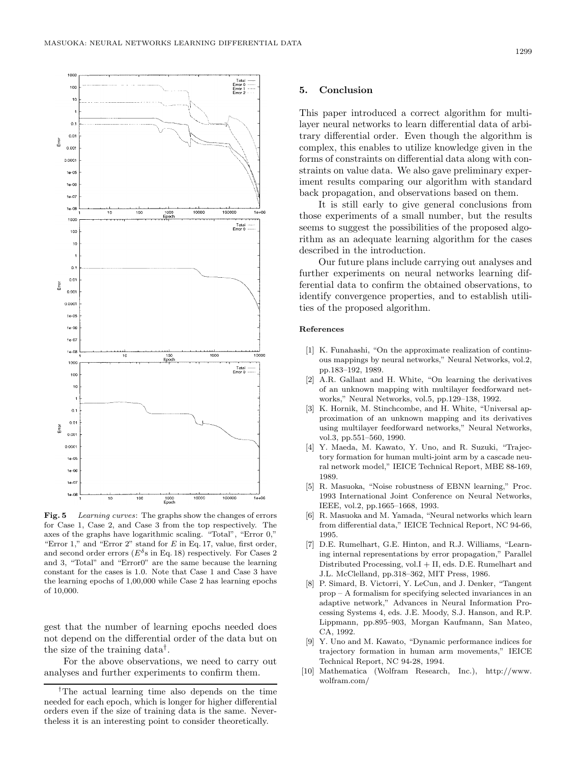**Fig. 5** *Learning curves*: The graphs show the changes of errors for Case 1, Case 2, and Case 3 from the top respectively. The axes of the graphs have logarithmic scaling. "Total", "Error 0," "Error 1," and "Error 2" stand for $E$ in Eq. 17, value, first order, and second order errors ($E^{\delta}$s in Eq. 18) respectively. For Cases 2 and 3, "Total" and "Error0" are the same because the learning constant for the cases is 1.0. Note that Case 1 and Case 3 have the learning epochs of 1,00,000 while Case 2 has learning epochs of 10,000.

gest that the number of learning epochs needed does not depend on the differential order of the data but on the size of the training data[†].

For the above observations, we need to carry out analyses and further experiments to confirm them.

[†]The actual learning time also depends on the time needed for each epoch, which is longer for higher differential orders even if the size of training data is the same. Nevertheless it is an interesting point to consider theoretically.

## 5. Conclusion

This paper introduced a correct algorithm for multilayer neural networks to learn differential data of arbitrary differential order. Even though the algorithm is complex, this enables to utilize knowledge given in the forms of constraints on differential data along with constraints on value data. We also gave preliminary experiment results comparing our algorithm with standard back propagation, and observations based on them.

It is still early to give general conclusions from those experiments of a small number, but the results seems to suggest the possibilities of the proposed algorithm as an adequate learning algorithm for the cases described in the introduction.

Our future plans include carrying out analyses and further experiments on neural networks learning differential data to confirm the obtained observations, to identify convergence properties, and to establish utilities of the proposed algorithm.

### References

[1] K. Funahashi, "On the approximate realization of continuous mappings by neural networks," Neural Networks, vol.2, pp.183–192, 1989.

[2] A.R. Gallant and H. White, "On learning the derivatives of an unknown mapping with multilayer feedforward networks," Neural Networks, vol.5, pp.129–138, 1992.

[3] K. Hornik, M. Stinchcombe, and H. White, "Universal approximation of an unknown mapping and its derivatives using multilayer feedforward networks," Neural Networks, vol.3, pp.551–560, 1990.

[4] Y. Maeda, M. Kawato, Y. Uno, and R. Suzuki, "Trajectory formation for human multi-joint arm by a cascade neural network model," IEICE Technical Report, MBE 88-169, 1989.

[5] R. Masuoka, "Noise robustness of EBNN learning," Proc. 1993 International Joint Conference on Neural Networks, IEEE, vol.2, pp.1665–1668, 1993.

[6] R. Masuoka and M. Yamada, "Neural networks which learn from differential data," IEICE Technical Report, NC 94-66, 1995.

[7] D.E. Rumelhart, G.E. Hinton, and R.J. Williams, "Learning internal representations by error propagation," Parallel Distributed Processing, vol.I + II, eds. D.E. Rumelhart and J.L. McClelland, pp.318–362, MIT Press, 1986.

[8] P. Simard, B. Victorri, Y. LeCun, and J. Denker, "Tangent prop – A formalism for specifying selected invariances in an adaptive network," Advances in Neural Information Processing Systems 4, eds. J.E. Moody, S.J. Hanson, and R.P. Lippmann, pp.895–903, Morgan Kaufmann, San Mateo, CA, 1992.

[9] Y. Uno and M. Kawato, "Dynamic performance indices for trajectory formation in human arm movements," IEICE Technical Report, NC 94-28, 1994.

[10] Mathematica (Wolfram Research, Inc.), http://www.wolfram.com/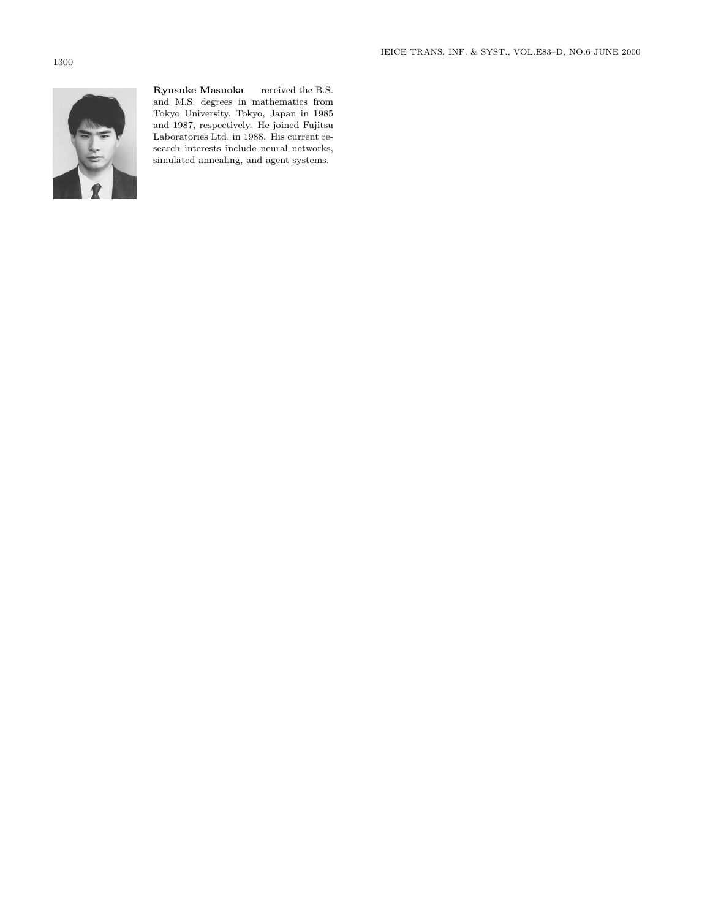**Ryusuke Masuoka** received the B.S. and M.S. degrees in mathematics from Tokyo University, Tokyo, Japan in 1985 and 1987, respectively. He joined Fujitsu Laboratories Ltd. in 1988. His current research interests include neural networks, simulated annealing, and agent systems.